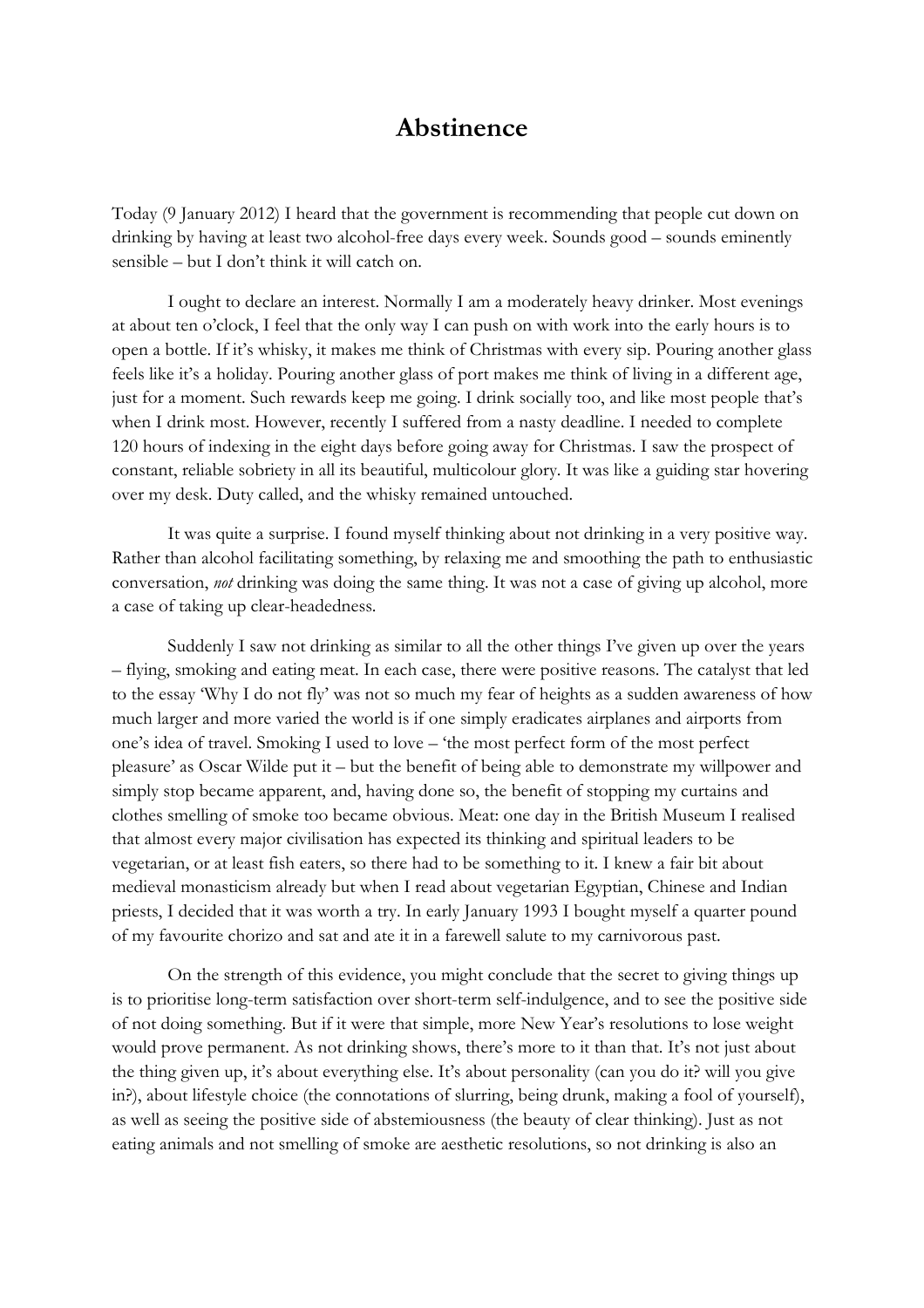# Abstinence

Today (9 January 2012) I heard that the government is recommending that people cut down on drinking by having at least two alcohol-free days every week. Sounds good – sounds eminently sensible – but I don't think it will catch on.

I ought to declare an interest. Normally I am a moderately heavy drinker. Most evenings at about ten o'clock, I feel that the only way I can push on with work into the early hours is to open a bottle. If it's whisky, it makes me think of Christmas with every sip. Pouring another glass feels like it's a holiday. Pouring another glass of port makes me think of living in a different age, just for a moment. Such rewards keep me going. I drink socially too, and like most people that's when I drink most. However, recently I suffered from a nasty deadline. I needed to complete 120 hours of indexing in the eight days before going away for Christmas. I saw the prospect of constant, reliable sobriety in all its beautiful, multicolour glory. It was like a guiding star hovering over my desk. Duty called, and the whisky remained untouched.

It was quite a surprise. I found myself thinking about not drinking in a very positive way. Rather than alcohol facilitating something, by relaxing me and smoothing the path to enthusiastic conversation, *not* drinking was doing the same thing. It was not a case of giving up alcohol, more a case of taking up clear-headedness.

Suddenly I saw not drinking as similar to all the other things I've given up over the years – flying, smoking and eating meat. In each case, there were positive reasons. The catalyst that led to the essay 'Why I do not fly' was not so much my fear of heights as a sudden awareness of how much larger and more varied the world is if one simply eradicates airplanes and airports from one's idea of travel. Smoking I used to love – 'the most perfect form of the most perfect pleasure' as Oscar Wilde put it – but the benefit of being able to demonstrate my willpower and simply stop became apparent, and, having done so, the benefit of stopping my curtains and clothes smelling of smoke too became obvious. Meat: one day in the British Museum I realised that almost every major civilisation has expected its thinking and spiritual leaders to be vegetarian, or at least fish eaters, so there had to be something to it. I knew a fair bit about medieval monasticism already but when I read about vegetarian Egyptian, Chinese and Indian priests, I decided that it was worth a try. In early January 1993 I bought myself a quarter pound of my favourite chorizo and sat and ate it in a farewell salute to my carnivorous past.

On the strength of this evidence, you might conclude that the secret to giving things up is to prioritise long-term satisfaction over short-term self-indulgence, and to see the positive side of not doing something. But if it were that simple, more New Year's resolutions to lose weight would prove permanent. As not drinking shows, there's more to it than that. It's not just about the thing given up, it's about everything else. It's about personality (can you do it? will you give in?), about lifestyle choice (the connotations of slurring, being drunk, making a fool of yourself), as well as seeing the positive side of abstemiousness (the beauty of clear thinking). Just as not eating animals and not smelling of smoke are aesthetic resolutions, so not drinking is also an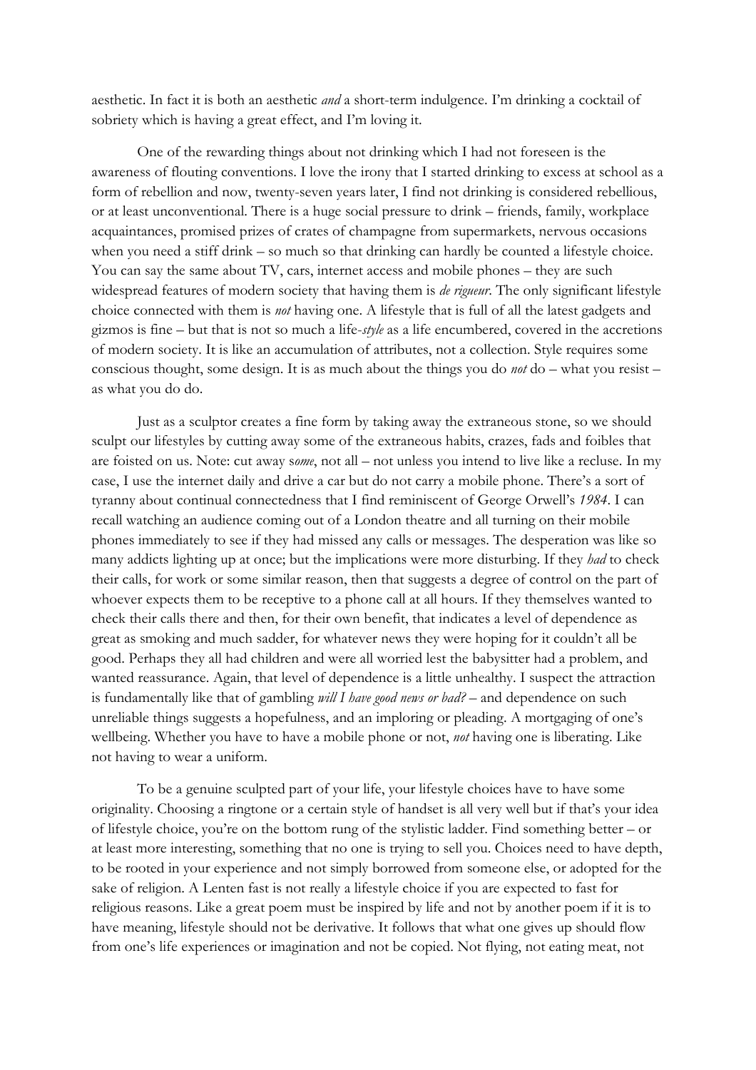aesthetic. In fact it is both an aesthetic *and* a short-term indulgence. I'm drinking a cocktail of sobriety which is having a great effect, and I'm loving it.

One of the rewarding things about not drinking which I had not foreseen is the awareness of flouting conventions. I love the irony that I started drinking to excess at school as a form of rebellion and now, twenty-seven years later, I find not drinking is considered rebellious, or at least unconventional. There is a huge social pressure to drink – friends, family, workplace acquaintances, promised prizes of crates of champagne from supermarkets, nervous occasions when you need a stiff drink – so much so that drinking can hardly be counted a lifestyle choice. You can say the same about TV, cars, internet access and mobile phones – they are such widespread features of modern society that having them is *de rigueur*. The only significant lifestyle choice connected with them is *not* having one. A lifestyle that is full of all the latest gadgets and gizmos is fine – but that is not so much a life-*style* as a life encumbered, covered in the accretions of modern society. It is like an accumulation of attributes, not a collection. Style requires some conscious thought, some design. It is as much about the things you do *not* do – what you resist – as what you do do.

Just as a sculptor creates a fine form by taking away the extraneous stone, so we should sculpt our lifestyles by cutting away some of the extraneous habits, crazes, fads and foibles that are foisted on us. Note: cut away s*ome*, not all – not unless you intend to live like a recluse. In my case, I use the internet daily and drive a car but do not carry a mobile phone. There's a sort of tyranny about continual connectedness that I find reminiscent of George Orwell's *1984*. I can recall watching an audience coming out of a London theatre and all turning on their mobile phones immediately to see if they had missed any calls or messages. The desperation was like so many addicts lighting up at once; but the implications were more disturbing. If they *had* to check their calls, for work or some similar reason, then that suggests a degree of control on the part of whoever expects them to be receptive to a phone call at all hours. If they themselves wanted to check their calls there and then, for their own benefit, that indicates a level of dependence as great as smoking and much sadder, for whatever news they were hoping for it couldn't all be good. Perhaps they all had children and were all worried lest the babysitter had a problem, and wanted reassurance. Again, that level of dependence is a little unhealthy. I suspect the attraction is fundamentally like that of gambling *will I have good news or bad?* – and dependence on such unreliable things suggests a hopefulness, and an imploring or pleading. A mortgaging of one's wellbeing. Whether you have to have a mobile phone or not, *not* having one is liberating. Like not having to wear a uniform.

To be a genuine sculpted part of your life, your lifestyle choices have to have some originality. Choosing a ringtone or a certain style of handset is all very well but if that's your idea of lifestyle choice, you're on the bottom rung of the stylistic ladder. Find something better – or at least more interesting, something that no one is trying to sell you. Choices need to have depth, to be rooted in your experience and not simply borrowed from someone else, or adopted for the sake of religion. A Lenten fast is not really a lifestyle choice if you are expected to fast for religious reasons. Like a great poem must be inspired by life and not by another poem if it is to have meaning, lifestyle should not be derivative. It follows that what one gives up should flow from one's life experiences or imagination and not be copied. Not flying, not eating meat, not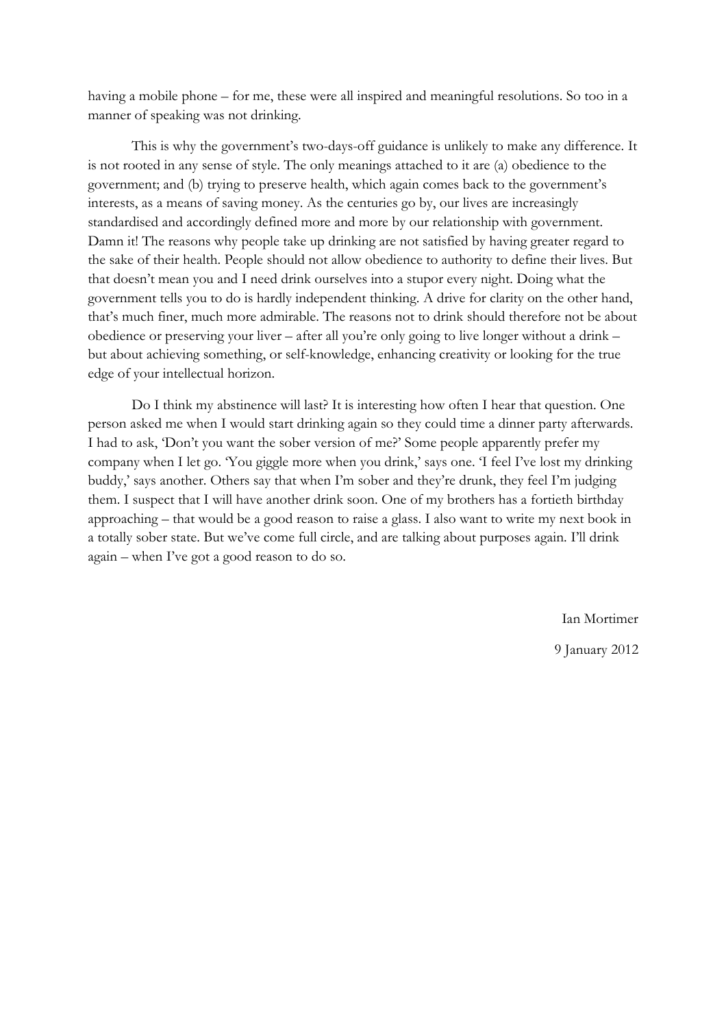having a mobile phone – for me, these were all inspired and meaningful resolutions. So too in a manner of speaking was not drinking.

This is why the government's two-days-off guidance is unlikely to make any difference. It is not rooted in any sense of style. The only meanings attached to it are (a) obedience to the government; and (b) trying to preserve health, which again comes back to the government's interests, as a means of saving money. As the centuries go by, our lives are increasingly standardised and accordingly defined more and more by our relationship with government. Damn it! The reasons why people take up drinking are not satisfied by having greater regard to the sake of their health. People should not allow obedience to authority to define their lives. But that doesn't mean you and I need drink ourselves into a stupor every night. Doing what the government tells you to do is hardly independent thinking. A drive for clarity on the other hand, that's much finer, much more admirable. The reasons not to drink should therefore not be about obedience or preserving your liver – after all you're only going to live longer without a drink – but about achieving something, or self-knowledge, enhancing creativity or looking for the true edge of your intellectual horizon.

Do I think my abstinence will last? It is interesting how often I hear that question. One person asked me when I would start drinking again so they could time a dinner party afterwards. I had to ask, 'Don't you want the sober version of me?' Some people apparently prefer my company when I let go. 'You giggle more when you drink,' says one. 'I feel I've lost my drinking buddy,' says another. Others say that when I'm sober and they're drunk, they feel I'm judging them. I suspect that I will have another drink soon. One of my brothers has a fortieth birthday approaching – that would be a good reason to raise a glass. I also want to write my next book in a totally sober state. But we've come full circle, and are talking about purposes again. I'll drink again – when I've got a good reason to do so.

Ian Mortimer

9 January 2012